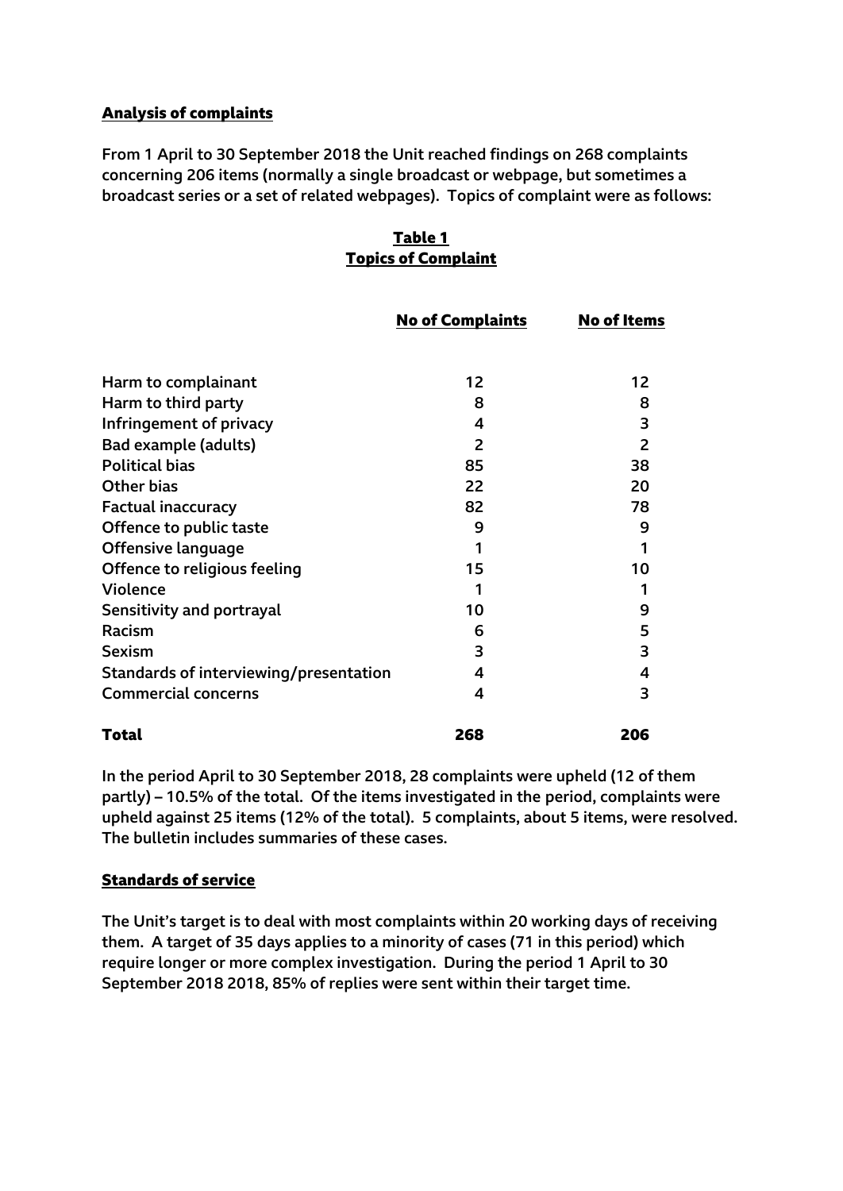## Analysis of complaints

**From 1 April to 30 September 2018 the Unit reached findings on 268 complaints concerning 206 items (normally a single broadcast or webpage, but sometimes a broadcast series or a set of related webpages). Topics of complaint were as follows:**

### Table 1
### Topics of Complaint

| | No of Complaints | No of Items |
|---|---|---|
| Harm to complainant | 12 | 12 |
| Harm to third party | 8 | 8 |
| Infringement of privacy | 4 | 3 |
| Bad example (adults) | 2 | 2 |
| Political bias | 85 | 38 |
| Other bias | 22 | 20 |
| Factual inaccuracy | 82 | 78 |
| Offence to public taste | 9 | 9 |
| Offensive language | 1 | 1 |
| Offence to religious feeling | 15 | 10 |
| Violence | 1 | 1 |
| Sensitivity and portrayal | 10 | 9 |
| Racism | 6 | 5 |
| Sexism | 3 | 3 |
| Standards of interviewing/presentation | 4 | 4 |
| Commercial concerns | 4 | 3 |
| **Total** | **268** | **206** |

**In the period April to 30 September 2018, 28 complaints were upheld (12 of them partly) – 10.5% of the total. Of the items investigated in the period, complaints were upheld against 25 items (12% of the total). 5 complaints, about 5 items, were resolved. The bulletin includes summaries of these cases.**

## Standards of service

**The Unit's target is to deal with most complaints within 20 working days of receiving them. A target of 35 days applies to a minority of cases (71 in this period) which require longer or more complex investigation. During the period 1 April to 30 September 2018 2018, 85% of replies were sent within their target time.**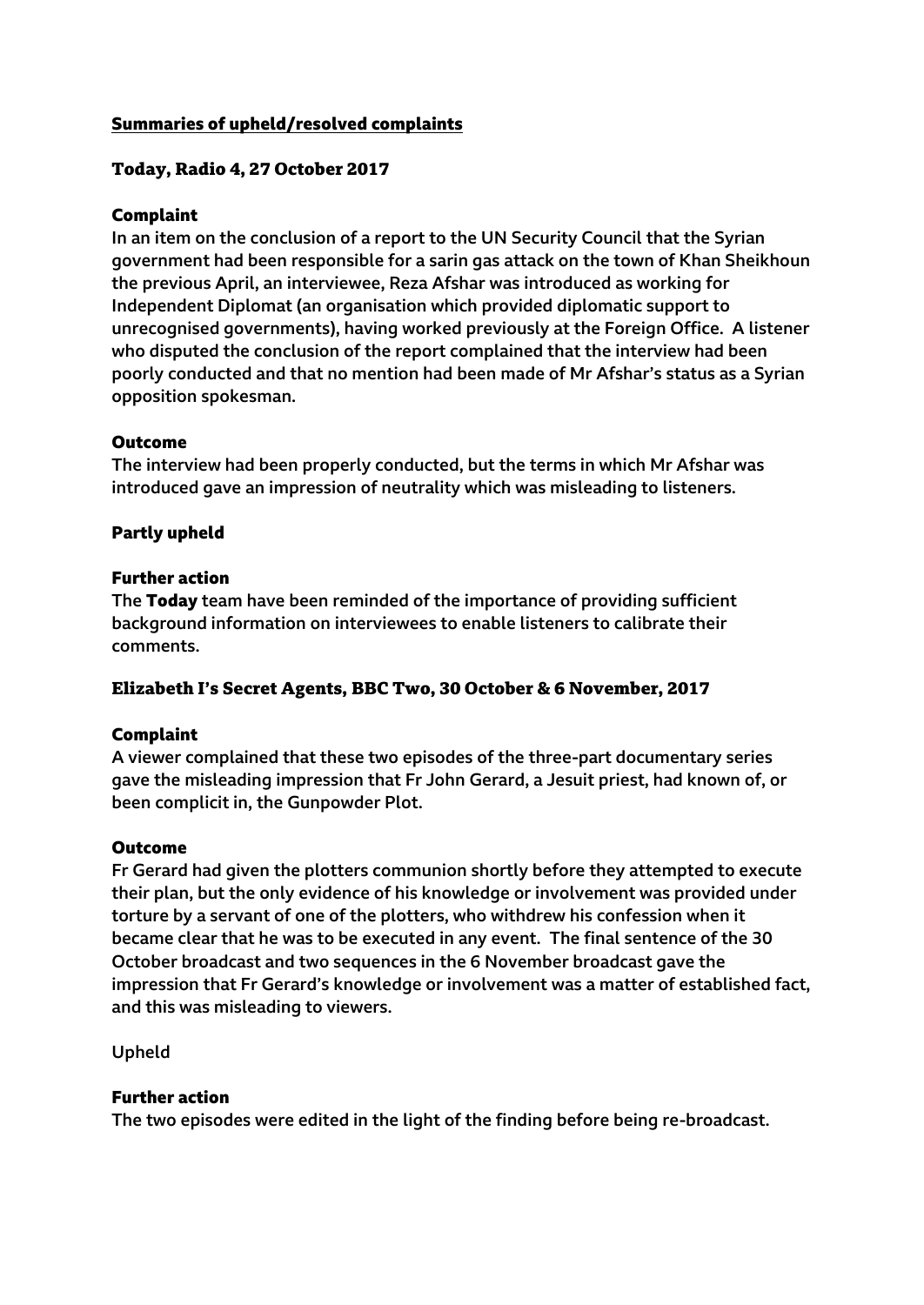## Summaries of upheld/resolved complaints

### Today, Radio 4, 27 October 2017

#### Complaint

In an item on the conclusion of a report to the UN Security Council that the Syrian government had been responsible for a sarin gas attack on the town of Khan Sheikhoun the previous April, an interviewee, Reza Afshar was introduced as working for Independent Diplomat (an organisation which provided diplomatic support to unrecognised governments), having worked previously at the Foreign Office. A listener who disputed the conclusion of the report complained that the interview had been poorly conducted and that no mention had been made of Mr Afshar's status as a Syrian opposition spokesman.

#### Outcome

The interview had been properly conducted, but the terms in which Mr Afshar was introduced gave an impression of neutrality which was misleading to listeners.

#### Partly upheld

#### Further action

The **Today** team have been reminded of the importance of providing sufficient background information on interviewees to enable listeners to calibrate their comments.

### Elizabeth I's Secret Agents, BBC Two, 30 October & 6 November, 2017

#### Complaint

A viewer complained that these two episodes of the three-part documentary series gave the misleading impression that Fr John Gerard, a Jesuit priest, had known of, or been complicit in, the Gunpowder Plot.

#### Outcome

Fr Gerard had given the plotters communion shortly before they attempted to execute their plan, but the only evidence of his knowledge or involvement was provided under torture by a servant of one of the plotters, who withdrew his confession when it became clear that he was to be executed in any event. The final sentence of the 30 October broadcast and two sequences in the 6 November broadcast gave the impression that Fr Gerard's knowledge or involvement was a matter of established fact, and this was misleading to viewers.

Upheld

#### Further action

The two episodes were edited in the light of the finding before being re-broadcast.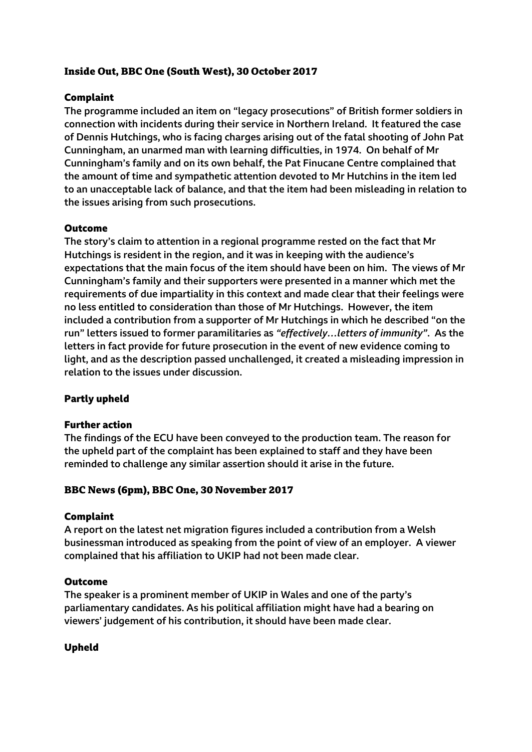## Inside Out, BBC One (South West), 30 October 2017

### Complaint

**The programme included an item on "legacy prosecutions" of British former soldiers in connection with incidents during their service in Northern Ireland. It featured the case of Dennis Hutchings, who is facing charges arising out of the fatal shooting of John Pat Cunningham, an unarmed man with learning difficulties, in 1974. On behalf of Mr Cunningham's family and on its own behalf, the Pat Finucane Centre complained that the amount of time and sympathetic attention devoted to Mr Hutchins in the item led to an unacceptable lack of balance, and that the item had been misleading in relation to the issues arising from such prosecutions.**

### Outcome

**The story's claim to attention in a regional programme rested on the fact that Mr Hutchings is resident in the region, and it was in keeping with the audience's expectations that the main focus of the item should have been on him. The views of Mr Cunningham's family and their supporters were presented in a manner which met the requirements of due impartiality in this context and made clear that their feelings were no less entitled to consideration than those of Mr Hutchings. However, the item included a contribution from a supporter of Mr Hutchings in which he described "on the run" letters issued to former paramilitaries as *"effectively…letters of immunity"*. As the letters in fact provide for future prosecution in the event of new evidence coming to light, and as the description passed unchallenged, it created a misleading impression in relation to the issues under discussion.**

### Partly upheld

### Further action

**The findings of the ECU have been conveyed to the production team. The reason for the upheld part of the complaint has been explained to staff and they have been reminded to challenge any similar assertion should it arise in the future.**

## BBC News (6pm), BBC One, 30 November 2017

### Complaint

**A report on the latest net migration figures included a contribution from a Welsh businessman introduced as speaking from the point of view of an employer. A viewer complained that his affiliation to UKIP had not been made clear.**

### Outcome

**The speaker is a prominent member of UKIP in Wales and one of the party's parliamentary candidates. As his political affiliation might have had a bearing on viewers' judgement of his contribution, it should have been made clear.**

### Upheld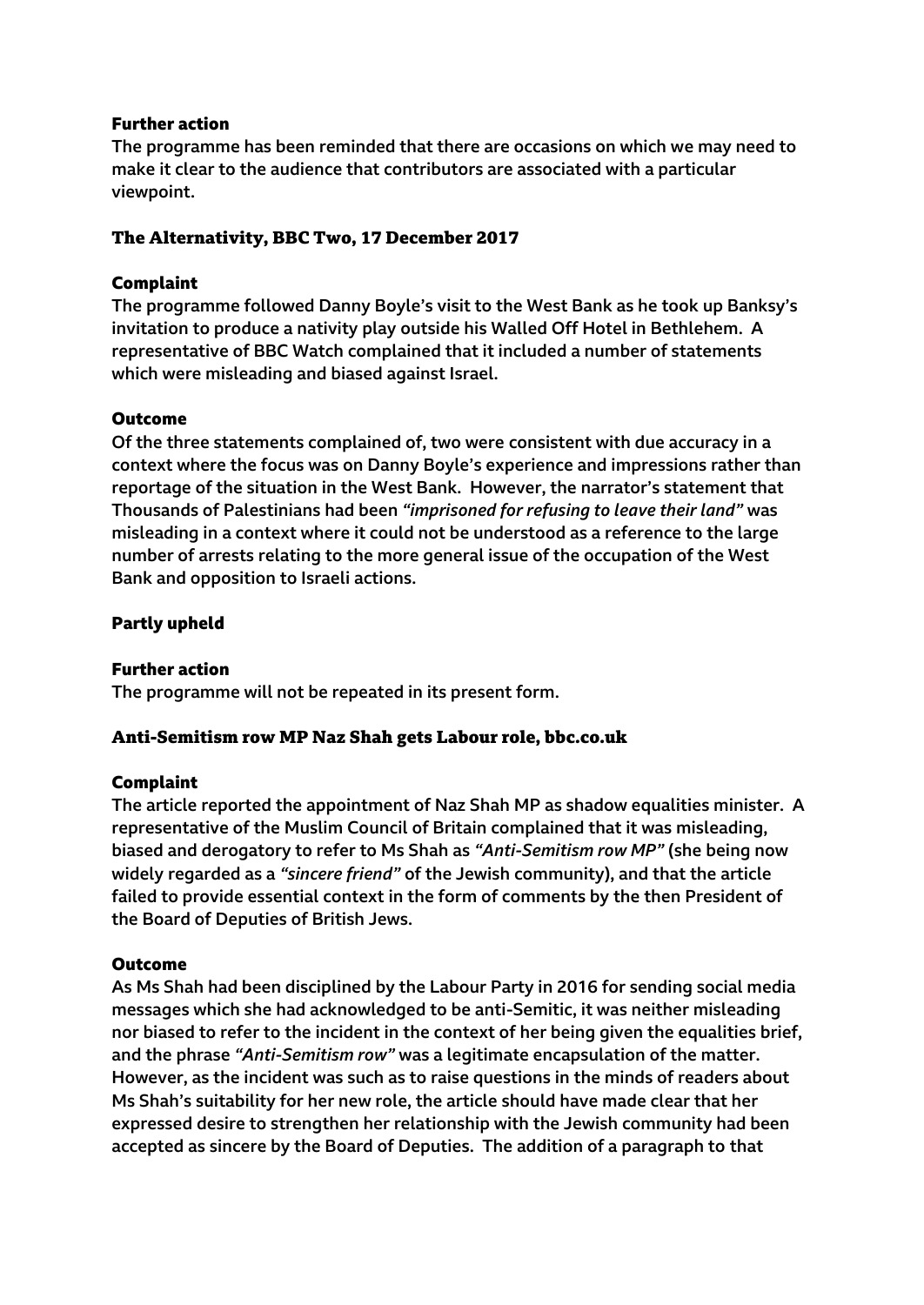### Further action

**The programme has been reminded that there are occasions on which we may need to make it clear to the audience that contributors are associated with a particular viewpoint.**

## The Alternativity, BBC Two, 17 December 2017

### Complaint

**The programme followed Danny Boyle's visit to the West Bank as he took up Banksy's invitation to produce a nativity play outside his Walled Off Hotel in Bethlehem. A representative of BBC Watch complained that it included a number of statements which were misleading and biased against Israel.**

### Outcome

**Of the three statements complained of, two were consistent with due accuracy in a context where the focus was on Danny Boyle's experience and impressions rather than reportage of the situation in the West Bank. However, the narrator's statement that Thousands of Palestinians had been *"imprisoned for refusing to leave their land"* was misleading in a context where it could not be understood as a reference to the large number of arrests relating to the more general issue of the occupation of the West Bank and opposition to Israeli actions.**

### Partly upheld

### Further action

**The programme will not be repeated in its present form.**

## Anti-Semitism row MP Naz Shah gets Labour role, bbc.co.uk

### Complaint

**The article reported the appointment of Naz Shah MP as shadow equalities minister. A representative of the Muslim Council of Britain complained that it was misleading, biased and derogatory to refer to Ms Shah as *"Anti-Semitism row MP"* (she being now widely regarded as a *"sincere friend"* of the Jewish community), and that the article failed to provide essential context in the form of comments by the then President of the Board of Deputies of British Jews.**

### Outcome

**As Ms Shah had been disciplined by the Labour Party in 2016 for sending social media messages which she had acknowledged to be anti-Semitic, it was neither misleading nor biased to refer to the incident in the context of her being given the equalities brief, and the phrase *"Anti-Semitism row"* was a legitimate encapsulation of the matter. However, as the incident was such as to raise questions in the minds of readers about Ms Shah's suitability for her new role, the article should have made clear that her expressed desire to strengthen her relationship with the Jewish community had been accepted as sincere by the Board of Deputies. The addition of a paragraph to that**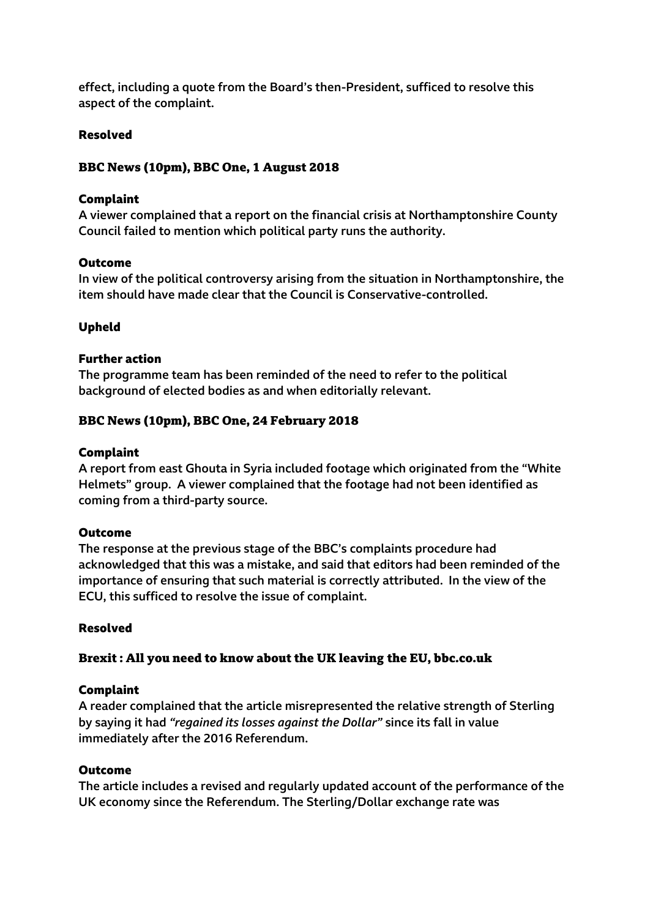effect, including a quote from the Board's then-President, sufficed to resolve this aspect of the complaint.

**Resolved**

### BBC News (10pm), BBC One, 1 August 2018

**Complaint**

A viewer complained that a report on the financial crisis at Northamptonshire County Council failed to mention which political party runs the authority.

**Outcome**

In view of the political controversy arising from the situation in Northamptonshire, the item should have made clear that the Council is Conservative-controlled.

**Upheld**

**Further action**

The programme team has been reminded of the need to refer to the political background of elected bodies as and when editorially relevant.

### BBC News (10pm), BBC One, 24 February 2018

**Complaint**

A report from east Ghouta in Syria included footage which originated from the "White Helmets" group. A viewer complained that the footage had not been identified as coming from a third-party source.

**Outcome**

The response at the previous stage of the BBC's complaints procedure had acknowledged that this was a mistake, and said that editors had been reminded of the importance of ensuring that such material is correctly attributed. In the view of the ECU, this sufficed to resolve the issue of complaint.

**Resolved**

### Brexit : All you need to know about the UK leaving the EU, bbc.co.uk

**Complaint**

A reader complained that the article misrepresented the relative strength of Sterling by saying it had *"regained its losses against the Dollar"* since its fall in value immediately after the 2016 Referendum.

**Outcome**

The article includes a revised and regularly updated account of the performance of the UK economy since the Referendum. The Sterling/Dollar exchange rate was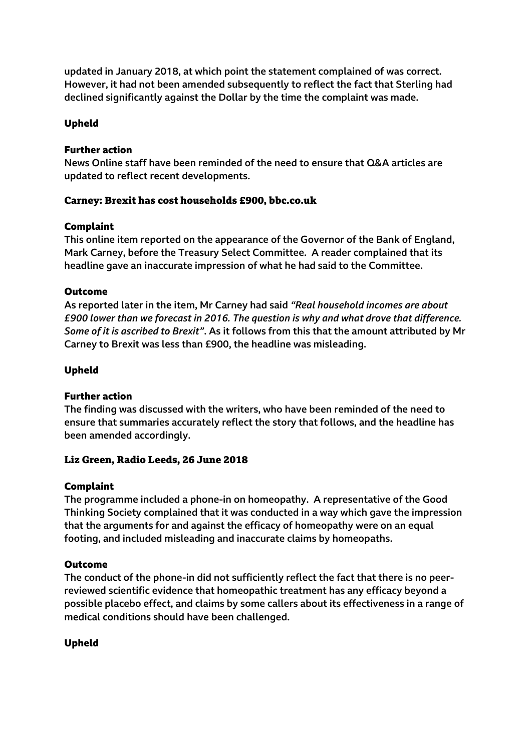updated in January 2018, at which point the statement complained of was correct. However, it had not been amended subsequently to reflect the fact that Sterling had declined significantly against the Dollar by the time the complaint was made.

### Upheld

### Further action

News Online staff have been reminded of the need to ensure that Q&A articles are updated to reflect recent developments.

## Carney: Brexit has cost households £900, bbc.co.uk

### Complaint

This online item reported on the appearance of the Governor of the Bank of England, Mark Carney, before the Treasury Select Committee. A reader complained that its headline gave an inaccurate impression of what he had said to the Committee.

### Outcome

As reported later in the item, Mr Carney had said *"Real household incomes are about £900 lower than we forecast in 2016. The question is why and what drove that difference. Some of it is ascribed to Brexit"*. As it follows from this that the amount attributed by Mr Carney to Brexit was less than £900, the headline was misleading.

### Upheld

### Further action

The finding was discussed with the writers, who have been reminded of the need to ensure that summaries accurately reflect the story that follows, and the headline has been amended accordingly.

## Liz Green, Radio Leeds, 26 June 2018

### Complaint

The programme included a phone-in on homeopathy. A representative of the Good Thinking Society complained that it was conducted in a way which gave the impression that the arguments for and against the efficacy of homeopathy were on an equal footing, and included misleading and inaccurate claims by homeopaths.

### Outcome

The conduct of the phone-in did not sufficiently reflect the fact that there is no peer-reviewed scientific evidence that homeopathic treatment has any efficacy beyond a possible placebo effect, and claims by some callers about its effectiveness in a range of medical conditions should have been challenged.

### Upheld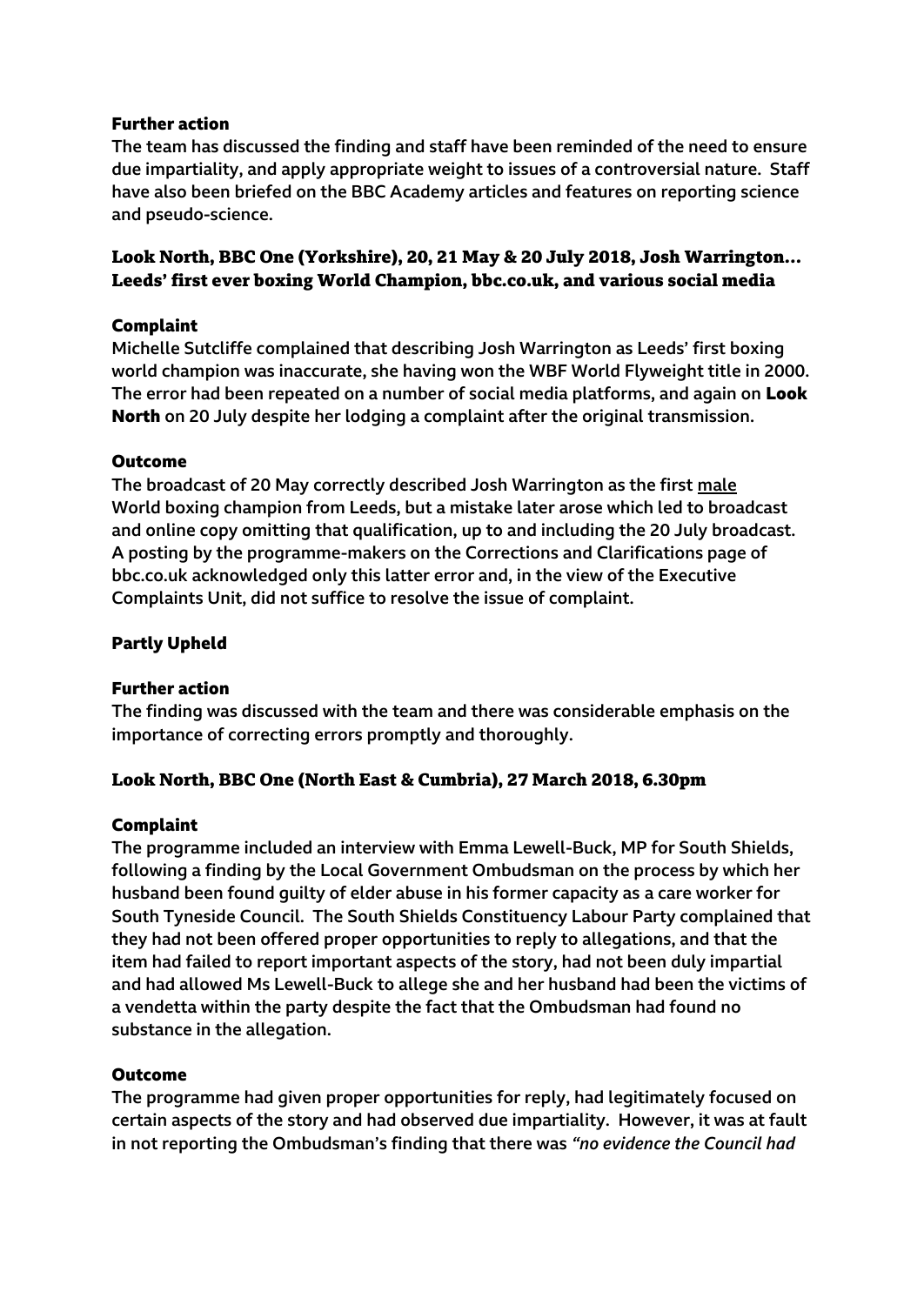#### Further action

**The team has discussed the finding and staff have been reminded of the need to ensure due impartiality, and apply appropriate weight to issues of a controversial nature. Staff have also been briefed on the BBC Academy articles and features on reporting science and pseudo-science.**

### Look North, BBC One (Yorkshire), 20, 21 May & 20 July 2018, Josh Warrington… Leeds' first ever boxing World Champion, bbc.co.uk, and various social media

#### Complaint

**Michelle Sutcliffe complained that describing Josh Warrington as Leeds' first boxing world champion was inaccurate, she having won the WBF World Flyweight title in 2000. The error had been repeated on a number of social media platforms, and again on Look North on 20 July despite her lodging a complaint after the original transmission.**

#### Outcome

**The broadcast of 20 May correctly described Josh Warrington as the first <u>male</u> World boxing champion from Leeds, but a mistake later arose which led to broadcast and online copy omitting that qualification, up to and including the 20 July broadcast. A posting by the programme-makers on the Corrections and Clarifications page of bbc.co.uk acknowledged only this latter error and, in the view of the Executive Complaints Unit, did not suffice to resolve the issue of complaint.**

#### Partly Upheld

#### Further action

**The finding was discussed with the team and there was considerable emphasis on the importance of correcting errors promptly and thoroughly.**

### Look North, BBC One (North East & Cumbria), 27 March 2018, 6.30pm

#### Complaint

**The programme included an interview with Emma Lewell-Buck, MP for South Shields, following a finding by the Local Government Ombudsman on the process by which her husband been found guilty of elder abuse in his former capacity as a care worker for South Tyneside Council. The South Shields Constituency Labour Party complained that they had not been offered proper opportunities to reply to allegations, and that the item had failed to report important aspects of the story, had not been duly impartial and had allowed Ms Lewell-Buck to allege she and her husband had been the victims of a vendetta within the party despite the fact that the Ombudsman had found no substance in the allegation.**

#### Outcome

**The programme had given proper opportunities for reply, had legitimately focused on certain aspects of the story and had observed due impartiality. However, it was at fault in not reporting the Ombudsman's finding that there was *"no evidence the Council had***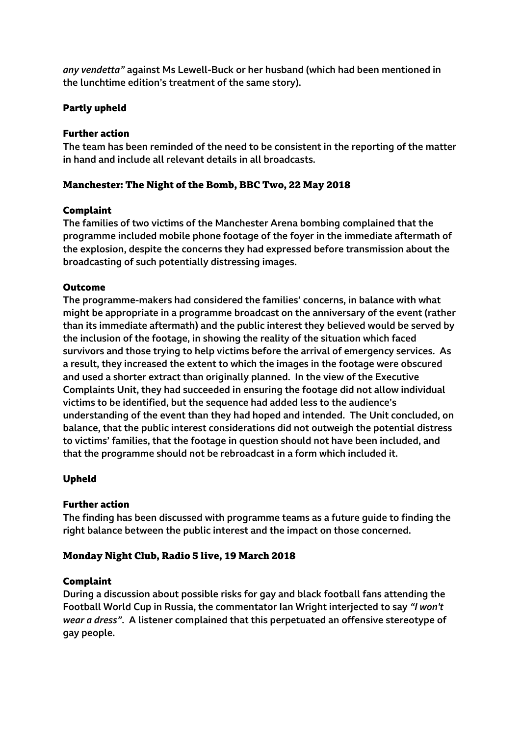*any vendetta"* against Ms Lewell-Buck or her husband (which had been mentioned in the lunchtime edition's treatment of the same story).

#### Partly upheld

#### Further action

The team has been reminded of the need to be consistent in the reporting of the matter in hand and include all relevant details in all broadcasts.

### Manchester: The Night of the Bomb, BBC Two, 22 May 2018

#### Complaint

The families of two victims of the Manchester Arena bombing complained that the programme included mobile phone footage of the foyer in the immediate aftermath of the explosion, despite the concerns they had expressed before transmission about the broadcasting of such potentially distressing images.

#### Outcome

The programme-makers had considered the families' concerns, in balance with what might be appropriate in a programme broadcast on the anniversary of the event (rather than its immediate aftermath) and the public interest they believed would be served by the inclusion of the footage, in showing the reality of the situation which faced survivors and those trying to help victims before the arrival of emergency services. As a result, they increased the extent to which the images in the footage were obscured and used a shorter extract than originally planned. In the view of the Executive Complaints Unit, they had succeeded in ensuring the footage did not allow individual victims to be identified, but the sequence had added less to the audience's understanding of the event than they had hoped and intended. The Unit concluded, on balance, that the public interest considerations did not outweigh the potential distress to victims' families, that the footage in question should not have been included, and that the programme should not be rebroadcast in a form which included it.

#### Upheld

#### Further action

The finding has been discussed with programme teams as a future guide to finding the right balance between the public interest and the impact on those concerned.

### Monday Night Club, Radio 5 live, 19 March 2018

#### Complaint

During a discussion about possible risks for gay and black football fans attending the Football World Cup in Russia, the commentator Ian Wright interjected to say *"I won't wear a dress"*. A listener complained that this perpetuated an offensive stereotype of gay people.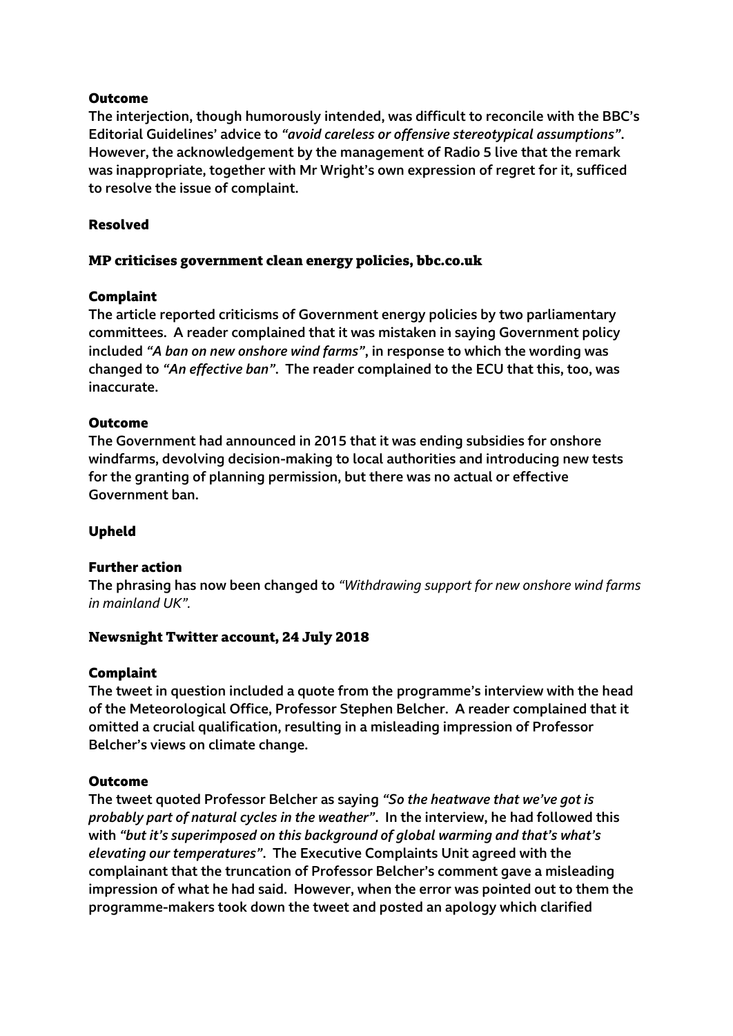#### Outcome

**The interjection, though humorously intended, was difficult to reconcile with the BBC's Editorial Guidelines' advice to *"avoid careless or offensive stereotypical assumptions"*. However, the acknowledgement by the management of Radio 5 live that the remark was inappropriate, together with Mr Wright's own expression of regret for it, sufficed to resolve the issue of complaint.**

#### Resolved

### MP criticises government clean energy policies, bbc.co.uk

#### Complaint

**The article reported criticisms of Government energy policies by two parliamentary committees. A reader complained that it was mistaken in saying Government policy included *"A ban on new onshore wind farms"*, in response to which the wording was changed to *"An effective ban"*. The reader complained to the ECU that this, too, was inaccurate.**

#### Outcome

**The Government had announced in 2015 that it was ending subsidies for onshore windfarms, devolving decision-making to local authorities and introducing new tests for the granting of planning permission, but there was no actual or effective Government ban.**

#### Upheld

#### Further action

**The phrasing has now been changed to** *"Withdrawing support for new onshore wind farms in mainland UK".*

### Newsnight Twitter account, 24 July 2018

#### Complaint

**The tweet in question included a quote from the programme's interview with the head of the Meteorological Office, Professor Stephen Belcher. A reader complained that it omitted a crucial qualification, resulting in a misleading impression of Professor Belcher's views on climate change.**

#### Outcome

**The tweet quoted Professor Belcher as saying *"So the heatwave that we've got is probably part of natural cycles in the weather"*. In the interview, he had followed this with *"but it's superimposed on this background of global warming and that's what's elevating our temperatures"*. The Executive Complaints Unit agreed with the complainant that the truncation of Professor Belcher's comment gave a misleading impression of what he had said. However, when the error was pointed out to them the programme-makers took down the tweet and posted an apology which clarified**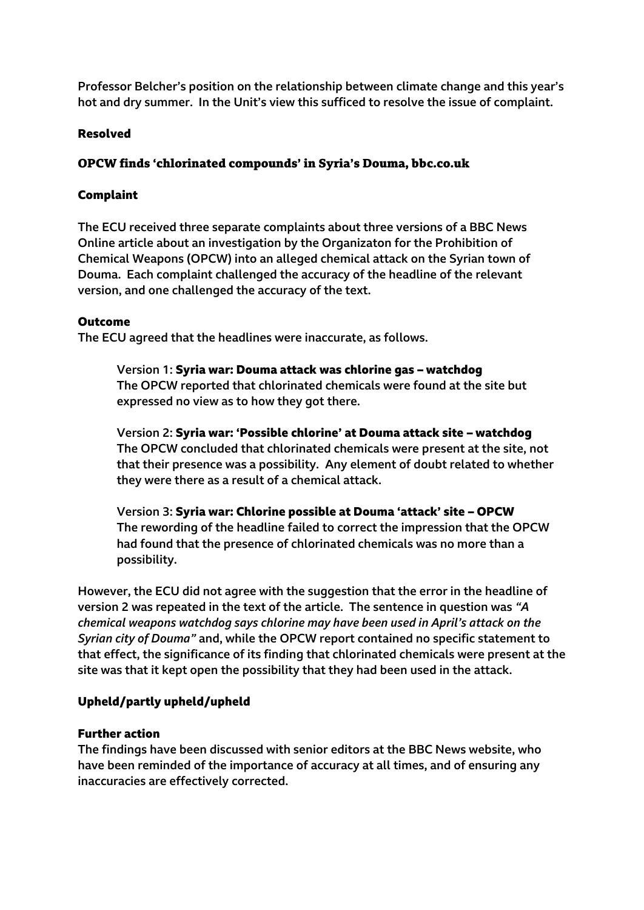Professor Belcher's position on the relationship between climate change and this year's hot and dry summer. In the Unit's view this sufficed to resolve the issue of complaint.

### Resolved

## OPCW finds 'chlorinated compounds' in Syria's Douma, bbc.co.uk

### Complaint

The ECU received three separate complaints about three versions of a BBC News Online article about an investigation by the Organizaton for the Prohibition of Chemical Weapons (OPCW) into an alleged chemical attack on the Syrian town of Douma. Each complaint challenged the accuracy of the headline of the relevant version, and one challenged the accuracy of the text.

### Outcome

The ECU agreed that the headlines were inaccurate, as follows.

> Version 1: **Syria war: Douma attack was chlorine gas – watchdog**
> The OPCW reported that chlorinated chemicals were found at the site but expressed no view as to how they got there.
>
> Version 2: **Syria war: 'Possible chlorine' at Douma attack site – watchdog**
> The OPCW concluded that chlorinated chemicals were present at the site, not that their presence was a possibility. Any element of doubt related to whether they were there as a result of a chemical attack.
>
> Version 3: **Syria war: Chlorine possible at Douma 'attack' site – OPCW**
> The rewording of the headline failed to correct the impression that the OPCW had found that the presence of chlorinated chemicals was no more than a possibility.

However, the ECU did not agree with the suggestion that the error in the headline of version 2 was repeated in the text of the article. The sentence in question was *"A chemical weapons watchdog says chlorine may have been used in April's attack on the Syrian city of Douma"* and, while the OPCW report contained no specific statement to that effect, the significance of its finding that chlorinated chemicals were present at the site was that it kept open the possibility that they had been used in the attack.

### Upheld/partly upheld/upheld

### Further action

The findings have been discussed with senior editors at the BBC News website, who have been reminded of the importance of accuracy at all times, and of ensuring any inaccuracies are effectively corrected.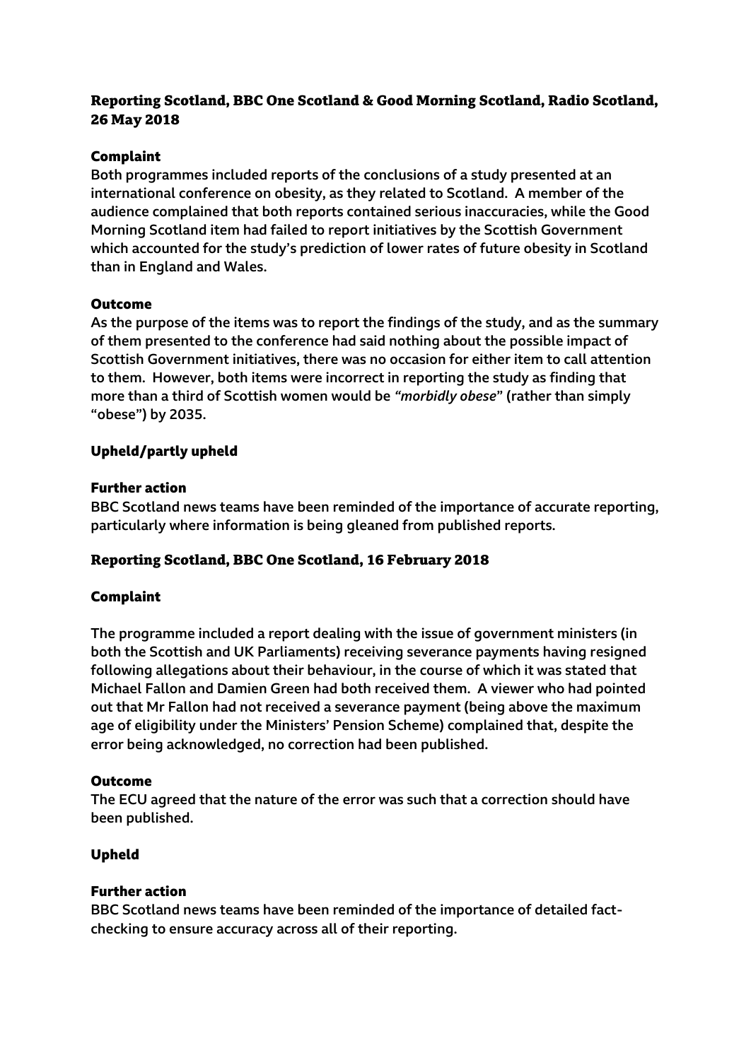## Reporting Scotland, BBC One Scotland & Good Morning Scotland, Radio Scotland, 26 May 2018

### Complaint

**Both programmes included reports of the conclusions of a study presented at an international conference on obesity, as they related to Scotland. A member of the audience complained that both reports contained serious inaccuracies, while the Good Morning Scotland item had failed to report initiatives by the Scottish Government which accounted for the study's prediction of lower rates of future obesity in Scotland than in England and Wales.**

### Outcome

**As the purpose of the items was to report the findings of the study, and as the summary of them presented to the conference had said nothing about the possible impact of Scottish Government initiatives, there was no occasion for either item to call attention to them. However, both items were incorrect in reporting the study as finding that more than a third of Scottish women would be *"morbidly obese"* (rather than simply "obese") by 2035.**

### Upheld/partly upheld

### Further action

**BBC Scotland news teams have been reminded of the importance of accurate reporting, particularly where information is being gleaned from published reports.**

## Reporting Scotland, BBC One Scotland, 16 February 2018

### Complaint

**The programme included a report dealing with the issue of government ministers (in both the Scottish and UK Parliaments) receiving severance payments having resigned following allegations about their behaviour, in the course of which it was stated that Michael Fallon and Damien Green had both received them. A viewer who had pointed out that Mr Fallon had not received a severance payment (being above the maximum age of eligibility under the Ministers' Pension Scheme) complained that, despite the error being acknowledged, no correction had been published.**

### Outcome

**The ECU agreed that the nature of the error was such that a correction should have been published.**

### Upheld

### Further action

**BBC Scotland news teams have been reminded of the importance of detailed fact-checking to ensure accuracy across all of their reporting.**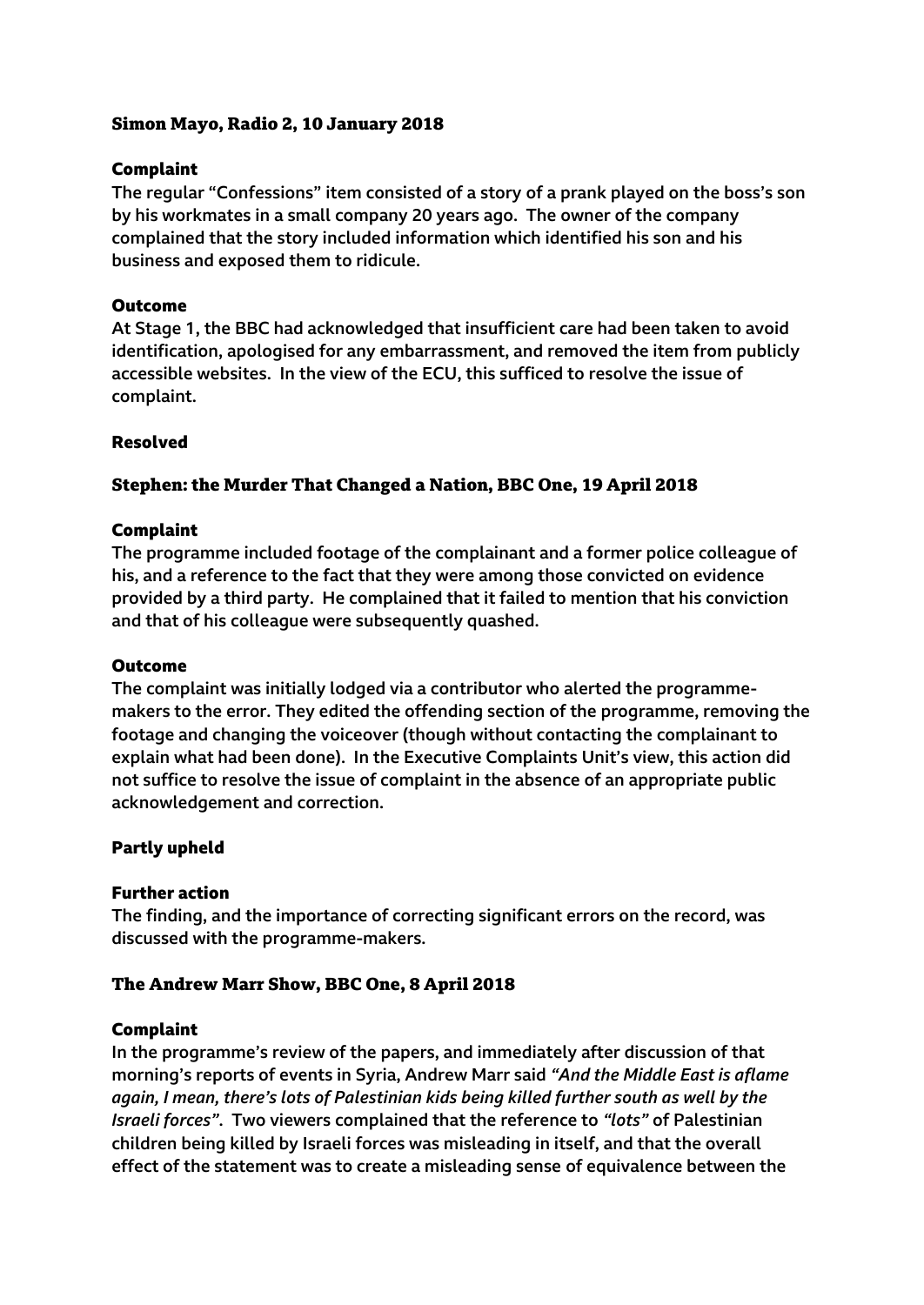### Simon Mayo, Radio 2, 10 January 2018

#### Complaint

**The regular "Confessions" item consisted of a story of a prank played on the boss's son by his workmates in a small company 20 years ago. The owner of the company complained that the story included information which identified his son and his business and exposed them to ridicule.**

#### Outcome

**At Stage 1, the BBC had acknowledged that insufficient care had been taken to avoid identification, apologised for any embarrassment, and removed the item from publicly accessible websites. In the view of the ECU, this sufficed to resolve the issue of complaint.**

#### Resolved

### Stephen: the Murder That Changed a Nation, BBC One, 19 April 2018

#### Complaint

**The programme included footage of the complainant and a former police colleague of his, and a reference to the fact that they were among those convicted on evidence provided by a third party. He complained that it failed to mention that his conviction and that of his colleague were subsequently quashed.**

#### Outcome

**The complaint was initially lodged via a contributor who alerted the programme-makers to the error. They edited the offending section of the programme, removing the footage and changing the voiceover (though without contacting the complainant to explain what had been done). In the Executive Complaints Unit's view, this action did not suffice to resolve the issue of complaint in the absence of an appropriate public acknowledgement and correction.**

#### Partly upheld

#### Further action

**The finding, and the importance of correcting significant errors on the record, was discussed with the programme-makers.**

### The Andrew Marr Show, BBC One, 8 April 2018

#### Complaint

**In the programme's review of the papers, and immediately after discussion of that morning's reports of events in Syria, Andrew Marr said *"And the Middle East is aflame again, I mean, there's lots of Palestinian kids being killed further south as well by the Israeli forces"*. Two viewers complained that the reference to *"lots"* of Palestinian children being killed by Israeli forces was misleading in itself, and that the overall effect of the statement was to create a misleading sense of equivalence between the**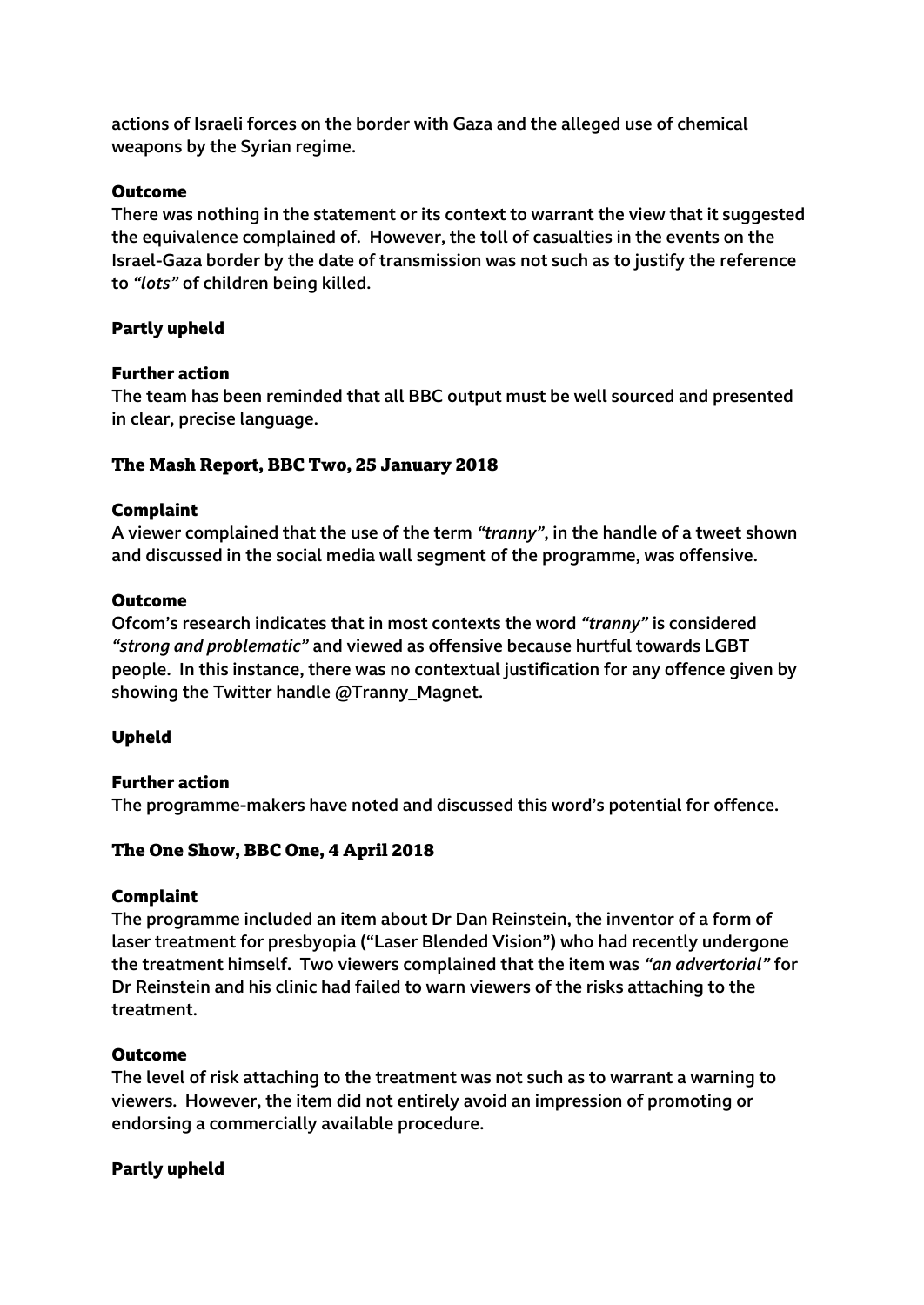actions of Israeli forces on the border with Gaza and the alleged use of chemical weapons by the Syrian regime.

### Outcome

There was nothing in the statement or its context to warrant the view that it suggested the equivalence complained of. However, the toll of casualties in the events on the Israel-Gaza border by the date of transmission was not such as to justify the reference to *"lots"* of children being killed.

### Partly upheld

### Further action

The team has been reminded that all BBC output must be well sourced and presented in clear, precise language.

## The Mash Report, BBC Two, 25 January 2018

### Complaint

A viewer complained that the use of the term *"tranny"*, in the handle of a tweet shown and discussed in the social media wall segment of the programme, was offensive.

### Outcome

Ofcom's research indicates that in most contexts the word *"tranny"* is considered *"strong and problematic"* and viewed as offensive because hurtful towards LGBT people. In this instance, there was no contextual justification for any offence given by showing the Twitter handle @Tranny_Magnet.

### Upheld

### Further action

The programme-makers have noted and discussed this word's potential for offence.

## The One Show, BBC One, 4 April 2018

### Complaint

The programme included an item about Dr Dan Reinstein, the inventor of a form of laser treatment for presbyopia ("Laser Blended Vision") who had recently undergone the treatment himself. Two viewers complained that the item was *"an advertorial"* for Dr Reinstein and his clinic had failed to warn viewers of the risks attaching to the treatment.

### Outcome

The level of risk attaching to the treatment was not such as to warrant a warning to viewers. However, the item did not entirely avoid an impression of promoting or endorsing a commercially available procedure.

### Partly upheld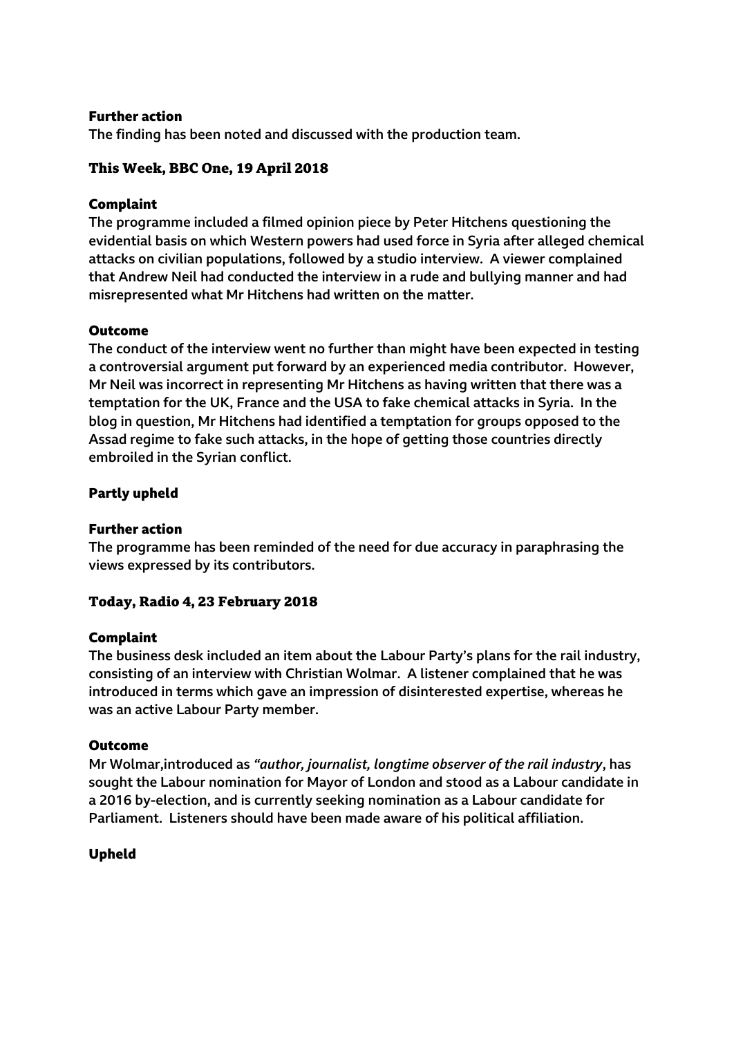### Further action

The finding has been noted and discussed with the production team.

## This Week, BBC One, 19 April 2018

### Complaint

The programme included a filmed opinion piece by Peter Hitchens questioning the evidential basis on which Western powers had used force in Syria after alleged chemical attacks on civilian populations, followed by a studio interview. A viewer complained that Andrew Neil had conducted the interview in a rude and bullying manner and had misrepresented what Mr Hitchens had written on the matter.

### Outcome

The conduct of the interview went no further than might have been expected in testing a controversial argument put forward by an experienced media contributor. However, Mr Neil was incorrect in representing Mr Hitchens as having written that there was a temptation for the UK, France and the USA to fake chemical attacks in Syria. In the blog in question, Mr Hitchens had identified a temptation for groups opposed to the Assad regime to fake such attacks, in the hope of getting those countries directly embroiled in the Syrian conflict.

### Partly upheld

### Further action

The programme has been reminded of the need for due accuracy in paraphrasing the views expressed by its contributors.

## Today, Radio 4, 23 February 2018

### Complaint

The business desk included an item about the Labour Party's plans for the rail industry, consisting of an interview with Christian Wolmar. A listener complained that he was introduced in terms which gave an impression of disinterested expertise, whereas he was an active Labour Party member.

### Outcome

Mr Wolmar,introduced as *"author, journalist, longtime observer of the rail industry*, has sought the Labour nomination for Mayor of London and stood as a Labour candidate in a 2016 by-election, and is currently seeking nomination as a Labour candidate for Parliament. Listeners should have been made aware of his political affiliation.

### Upheld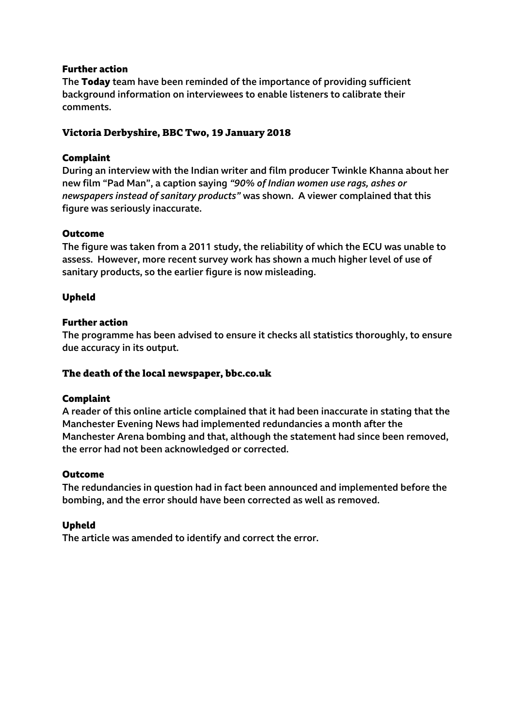#### Further action

The **Today** team have been reminded of the importance of providing sufficient background information on interviewees to enable listeners to calibrate their comments.

### Victoria Derbyshire, BBC Two, 19 January 2018

#### Complaint

During an interview with the Indian writer and film producer Twinkle Khanna about her new film "Pad Man", a caption saying *"90% of Indian women use rags, ashes or newspapers instead of sanitary products"* was shown. A viewer complained that this figure was seriously inaccurate.

#### Outcome

The figure was taken from a 2011 study, the reliability of which the ECU was unable to assess. However, more recent survey work has shown a much higher level of use of sanitary products, so the earlier figure is now misleading.

#### Upheld

#### Further action

The programme has been advised to ensure it checks all statistics thoroughly, to ensure due accuracy in its output.

### The death of the local newspaper, bbc.co.uk

#### Complaint

A reader of this online article complained that it had been inaccurate in stating that the Manchester Evening News had implemented redundancies a month after the Manchester Arena bombing and that, although the statement had since been removed, the error had not been acknowledged or corrected.

#### Outcome

The redundancies in question had in fact been announced and implemented before the bombing, and the error should have been corrected as well as removed.

#### Upheld

The article was amended to identify and correct the error.